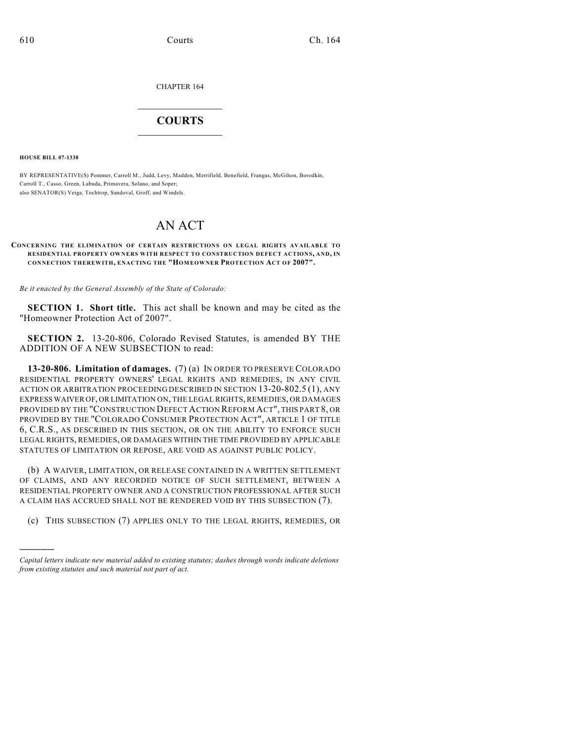CHAPTER 164

## COURTS

**HOUSE BILL 07-1338**

BY REPRESENTATIVE(S) Pommer, Carroll M., Judd, Levy, Madden, Merrifield, Benefield, Frangas, McGihon, Borodkin, Carroll T., Casso, Green, Labuda, Primavera, Solano, and Soper;
also SENATOR(S) Veiga, Tochtrop, Sandoval, Groff, and Windels.

# AN ACT

**CONCERNING THE ELIMINATION OF CERTAIN RESTRICTIONS ON LEGAL RIGHTS AVAILABLE TO RESIDENTIAL PROPERTY OWNERS WITH RESPECT TO CONSTRUCTION DEFECT ACTIONS, AND, IN CONNECTION THEREWITH, ENACTING THE "HOMEOWNER PROTECTION ACT OF 2007".**

*Be it enacted by the General Assembly of the State of Colorado:*

**SECTION 1. Short title.** This act shall be known and may be cited as the "Homeowner Protection Act of 2007".

**SECTION 2.** 13-20-806, Colorado Revised Statutes, is amended BY THE ADDITION OF A NEW SUBSECTION to read:

**13-20-806. Limitation of damages.** (7) (a) IN ORDER TO PRESERVE COLORADO RESIDENTIAL PROPERTY OWNERS' LEGAL RIGHTS AND REMEDIES, IN ANY CIVIL ACTION OR ARBITRATION PROCEEDING DESCRIBED IN SECTION 13-20-802.5 (1), ANY EXPRESS WAIVER OF, OR LIMITATION ON, THE LEGAL RIGHTS, REMEDIES, OR DAMAGES PROVIDED BY THE "CONSTRUCTION DEFECT ACTION REFORM ACT", THIS PART 8, OR PROVIDED BY THE "COLORADO CONSUMER PROTECTION ACT", ARTICLE 1 OF TITLE 6, C.R.S., AS DESCRIBED IN THIS SECTION, OR ON THE ABILITY TO ENFORCE SUCH LEGAL RIGHTS, REMEDIES, OR DAMAGES WITHIN THE TIME PROVIDED BY APPLICABLE STATUTES OF LIMITATION OR REPOSE, ARE VOID AS AGAINST PUBLIC POLICY.

(b) A WAIVER, LIMITATION, OR RELEASE CONTAINED IN A WRITTEN SETTLEMENT OF CLAIMS, AND ANY RECORDED NOTICE OF SUCH SETTLEMENT, BETWEEN A RESIDENTIAL PROPERTY OWNER AND A CONSTRUCTION PROFESSIONAL AFTER SUCH A CLAIM HAS ACCRUED SHALL NOT BE RENDERED VOID BY THIS SUBSECTION (7).

(c) THIS SUBSECTION (7) APPLIES ONLY TO THE LEGAL RIGHTS, REMEDIES, OR

---

*Capital letters indicate new material added to existing statutes; dashes through words indicate deletions from existing statutes and such material not part of act.*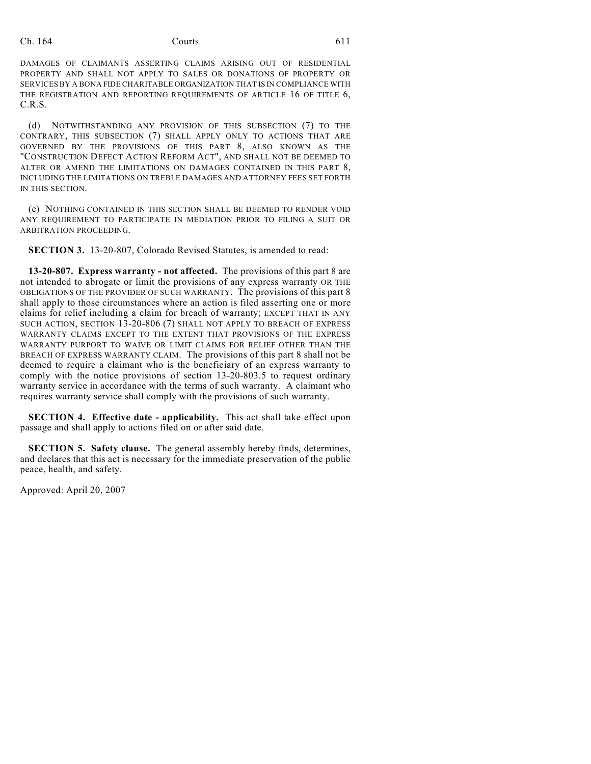DAMAGES OF CLAIMANTS ASSERTING CLAIMS ARISING OUT OF RESIDENTIAL PROPERTY AND SHALL NOT APPLY TO SALES OR DONATIONS OF PROPERTY OR SERVICES BY A BONA FIDE CHARITABLE ORGANIZATION THAT IS IN COMPLIANCE WITH THE REGISTRATION AND REPORTING REQUIREMENTS OF ARTICLE 16 OF TITLE 6, C.R.S.

(d) NOTWITHSTANDING ANY PROVISION OF THIS SUBSECTION (7) TO THE CONTRARY, THIS SUBSECTION (7) SHALL APPLY ONLY TO ACTIONS THAT ARE GOVERNED BY THE PROVISIONS OF THIS PART 8, ALSO KNOWN AS THE "CONSTRUCTION DEFECT ACTION REFORM ACT", AND SHALL NOT BE DEEMED TO ALTER OR AMEND THE LIMITATIONS ON DAMAGES CONTAINED IN THIS PART 8, INCLUDING THE LIMITATIONS ON TREBLE DAMAGES AND ATTORNEY FEES SET FORTH IN THIS SECTION.

(e) NOTHING CONTAINED IN THIS SECTION SHALL BE DEEMED TO RENDER VOID ANY REQUIREMENT TO PARTICIPATE IN MEDIATION PRIOR TO FILING A SUIT OR ARBITRATION PROCEEDING.

**SECTION 3.** 13-20-807, Colorado Revised Statutes, is amended to read:

**13-20-807. Express warranty - not affected.** The provisions of this part 8 are not intended to abrogate or limit the provisions of any express warranty OR THE OBLIGATIONS OF THE PROVIDER OF SUCH WARRANTY. The provisions of this part 8 shall apply to those circumstances where an action is filed asserting one or more claims for relief including a claim for breach of warranty; EXCEPT THAT IN ANY SUCH ACTION, SECTION 13-20-806 (7) SHALL NOT APPLY TO BREACH OF EXPRESS WARRANTY CLAIMS EXCEPT TO THE EXTENT THAT PROVISIONS OF THE EXPRESS WARRANTY PURPORT TO WAIVE OR LIMIT CLAIMS FOR RELIEF OTHER THAN THE BREACH OF EXPRESS WARRANTY CLAIM. The provisions of this part 8 shall not be deemed to require a claimant who is the beneficiary of an express warranty to comply with the notice provisions of section 13-20-803.5 to request ordinary warranty service in accordance with the terms of such warranty. A claimant who requires warranty service shall comply with the provisions of such warranty.

**SECTION 4. Effective date - applicability.** This act shall take effect upon passage and shall apply to actions filed on or after said date.

**SECTION 5. Safety clause.** The general assembly hereby finds, determines, and declares that this act is necessary for the immediate preservation of the public peace, health, and safety.

Approved: April 20, 2007